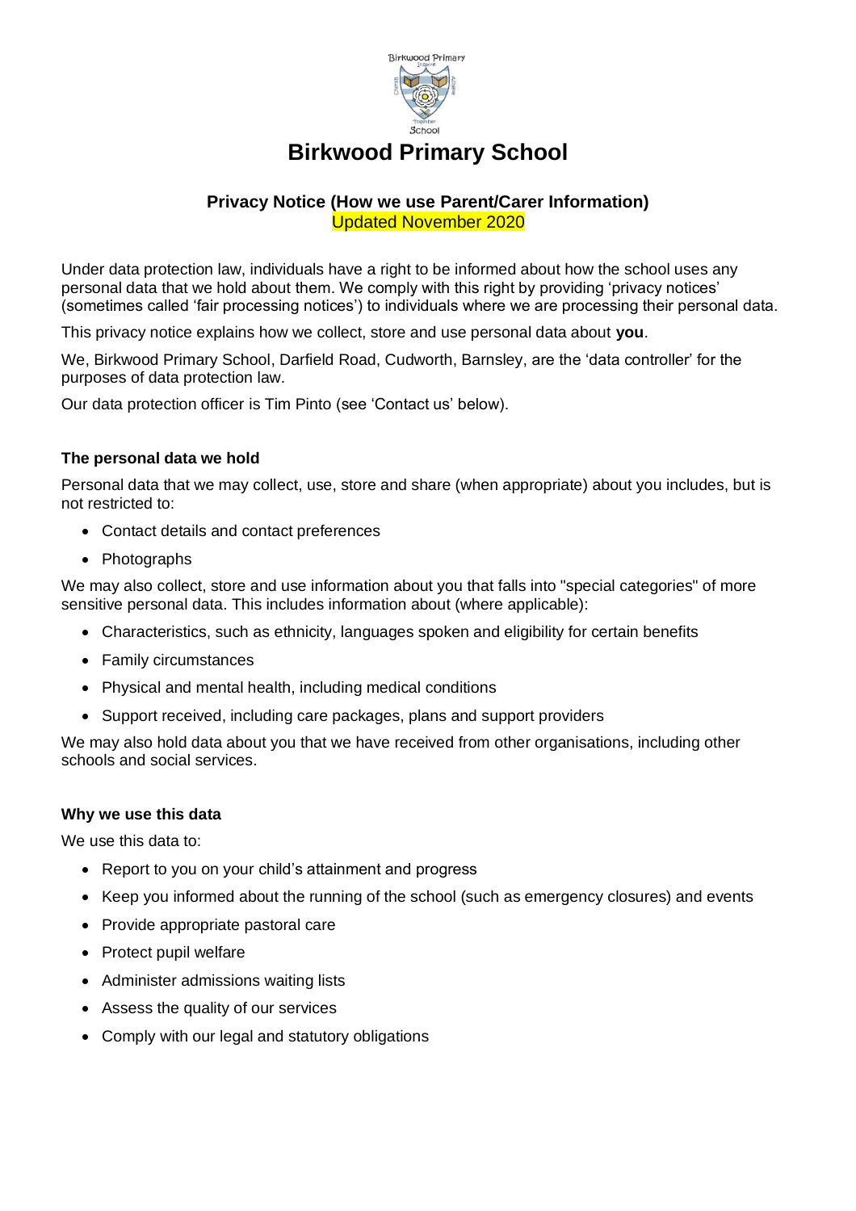# Birkwood Primary School

## Privacy Notice (How we use Parent/Carer Information)

Updated November 2020

Under data protection law, individuals have a right to be informed about how the school uses any personal data that we hold about them. We comply with this right by providing 'privacy notices' (sometimes called 'fair processing notices') to individuals where we are processing their personal data.

This privacy notice explains how we collect, store and use personal data about **you**.

We, Birkwood Primary School, Darfield Road, Cudworth, Barnsley, are the 'data controller' for the purposes of data protection law.

Our data protection officer is Tim Pinto (see 'Contact us' below).

### The personal data we hold

Personal data that we may collect, use, store and share (when appropriate) about you includes, but is not restricted to:

- Contact details and contact preferences
- Photographs

We may also collect, store and use information about you that falls into "special categories" of more sensitive personal data. This includes information about (where applicable):

- Characteristics, such as ethnicity, languages spoken and eligibility for certain benefits
- Family circumstances
- Physical and mental health, including medical conditions
- Support received, including care packages, plans and support providers

We may also hold data about you that we have received from other organisations, including other schools and social services.

### Why we use this data

We use this data to:

- Report to you on your child's attainment and progress
- Keep you informed about the running of the school (such as emergency closures) and events
- Provide appropriate pastoral care
- Protect pupil welfare
- Administer admissions waiting lists
- Assess the quality of our services
- Comply with our legal and statutory obligations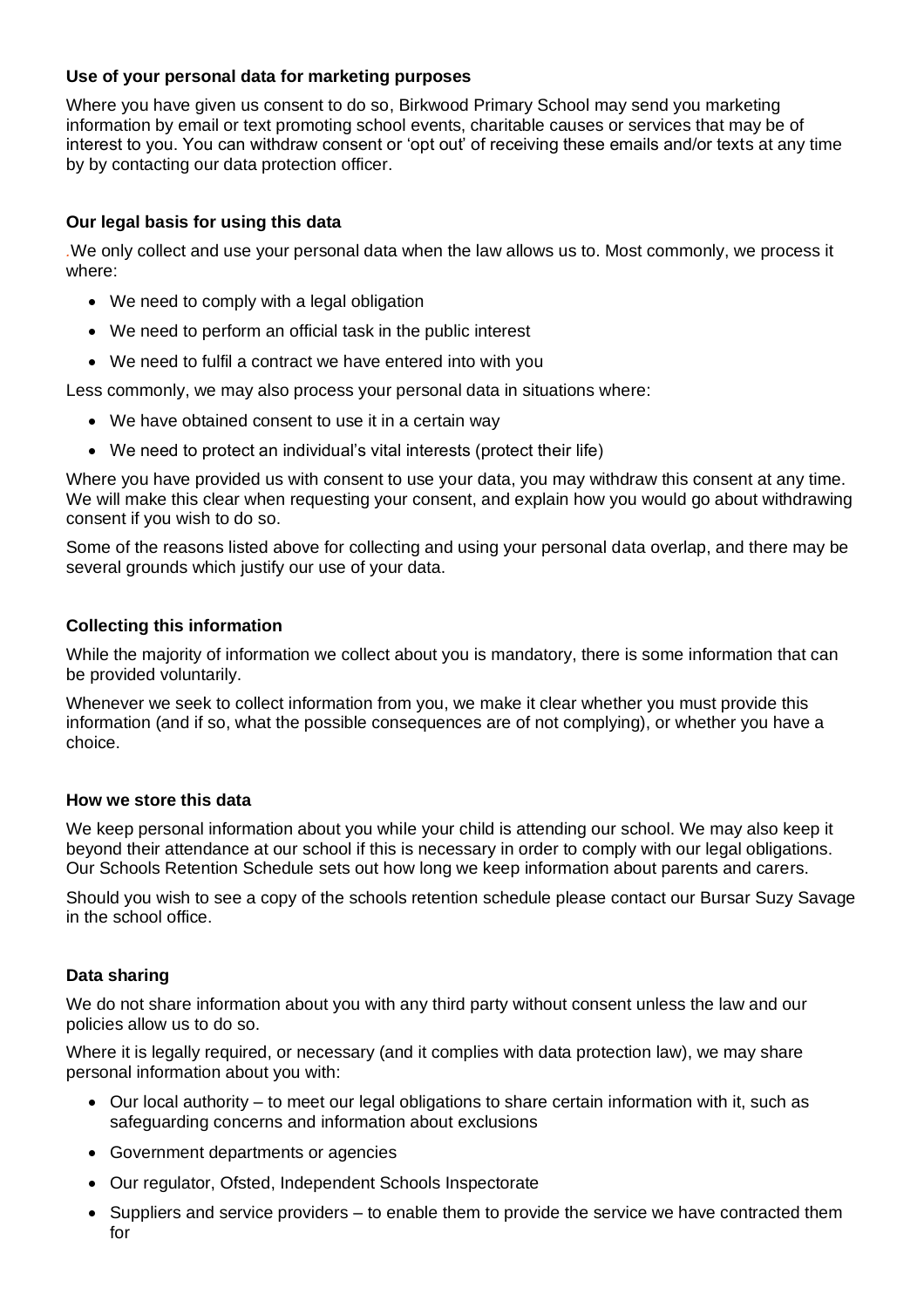**Use of your personal data for marketing purposes**

Where you have given us consent to do so, Birkwood Primary School may send you marketing information by email or text promoting school events, charitable causes or services that may be of interest to you. You can withdraw consent or 'opt out' of receiving these emails and/or texts at any time by by contacting our data protection officer.

**Our legal basis for using this data**

.We only collect and use your personal data when the law allows us to. Most commonly, we process it where:

- We need to comply with a legal obligation
- We need to perform an official task in the public interest
- We need to fulfil a contract we have entered into with you

Less commonly, we may also process your personal data in situations where:

- We have obtained consent to use it in a certain way
- We need to protect an individual's vital interests (protect their life)

Where you have provided us with consent to use your data, you may withdraw this consent at any time. We will make this clear when requesting your consent, and explain how you would go about withdrawing consent if you wish to do so.

Some of the reasons listed above for collecting and using your personal data overlap, and there may be several grounds which justify our use of your data.

**Collecting this information**

While the majority of information we collect about you is mandatory, there is some information that can be provided voluntarily.

Whenever we seek to collect information from you, we make it clear whether you must provide this information (and if so, what the possible consequences are of not complying), or whether you have a choice.

**How we store this data**

We keep personal information about you while your child is attending our school. We may also keep it beyond their attendance at our school if this is necessary in order to comply with our legal obligations. Our Schools Retention Schedule sets out how long we keep information about parents and carers.

Should you wish to see a copy of the schools retention schedule please contact our Bursar Suzy Savage in the school office.

**Data sharing**

We do not share information about you with any third party without consent unless the law and our policies allow us to do so.

Where it is legally required, or necessary (and it complies with data protection law), we may share personal information about you with:

- Our local authority – to meet our legal obligations to share certain information with it, such as safeguarding concerns and information about exclusions
- Government departments or agencies
- Our regulator, Ofsted, Independent Schools Inspectorate
- Suppliers and service providers – to enable them to provide the service we have contracted them for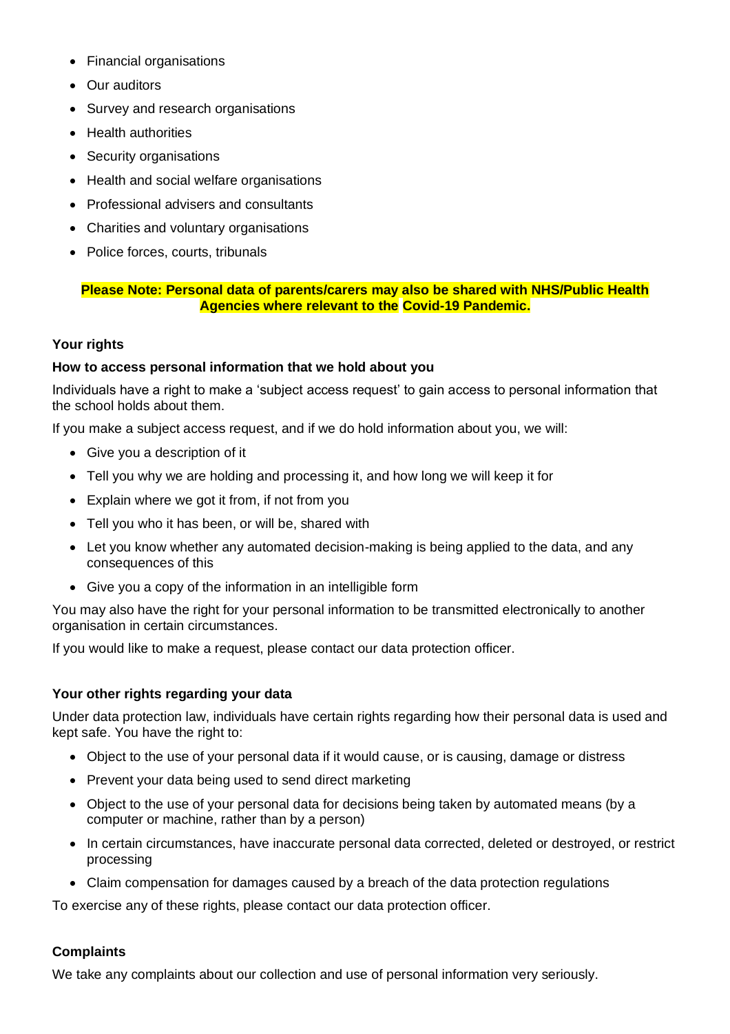- Financial organisations
- Our auditors
- Survey and research organisations
- Health authorities
- Security organisations
- Health and social welfare organisations
- Professional advisers and consultants
- Charities and voluntary organisations
- Police forces, courts, tribunals

**Please Note: Personal data of parents/carers may also be shared with NHS/Public Health Agencies where relevant to the Covid-19 Pandemic.**

**Your rights**

**How to access personal information that we hold about you**

Individuals have a right to make a 'subject access request' to gain access to personal information that the school holds about them.

If you make a subject access request, and if we do hold information about you, we will:

- Give you a description of it
- Tell you why we are holding and processing it, and how long we will keep it for
- Explain where we got it from, if not from you
- Tell you who it has been, or will be, shared with
- Let you know whether any automated decision-making is being applied to the data, and any consequences of this
- Give you a copy of the information in an intelligible form

You may also have the right for your personal information to be transmitted electronically to another organisation in certain circumstances.

If you would like to make a request, please contact our data protection officer.

**Your other rights regarding your data**

Under data protection law, individuals have certain rights regarding how their personal data is used and kept safe. You have the right to:

- Object to the use of your personal data if it would cause, or is causing, damage or distress
- Prevent your data being used to send direct marketing
- Object to the use of your personal data for decisions being taken by automated means (by a computer or machine, rather than by a person)
- In certain circumstances, have inaccurate personal data corrected, deleted or destroyed, or restrict processing
- Claim compensation for damages caused by a breach of the data protection regulations

To exercise any of these rights, please contact our data protection officer.

**Complaints**

We take any complaints about our collection and use of personal information very seriously.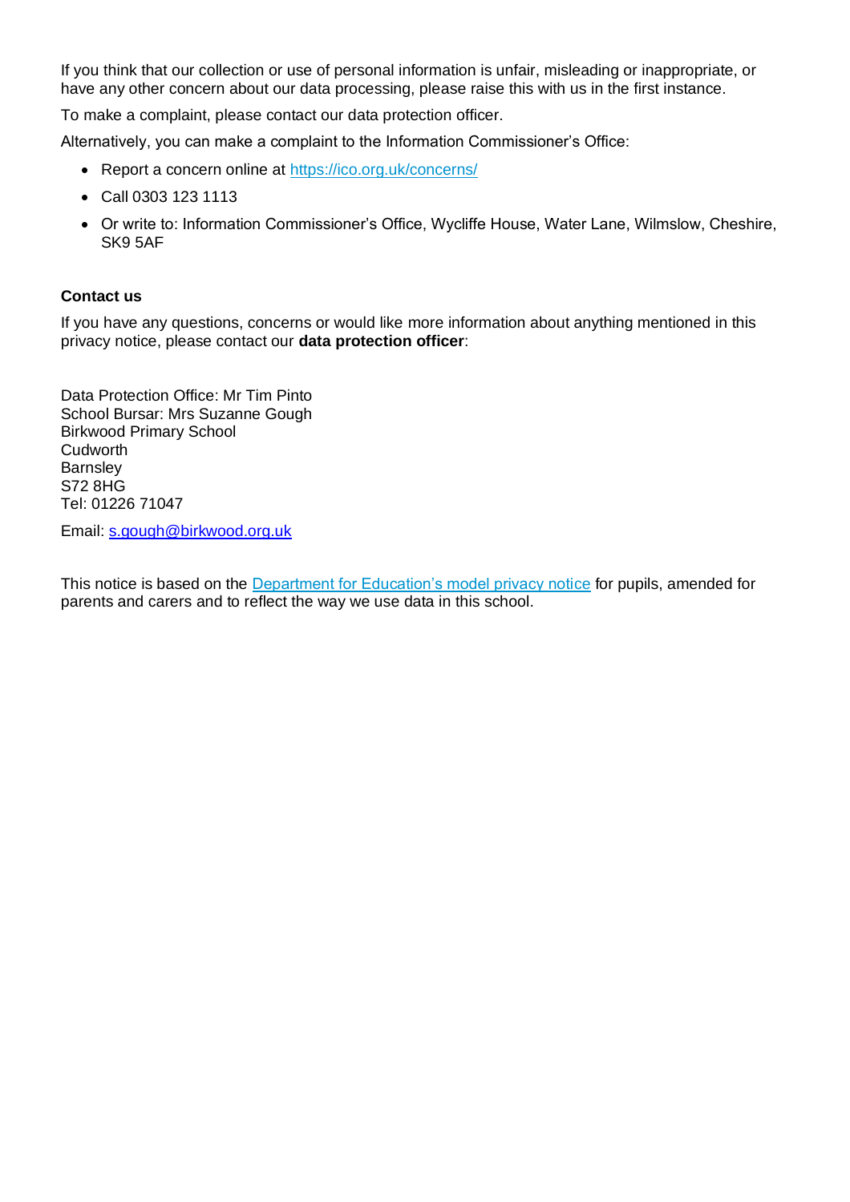If you think that our collection or use of personal information is unfair, misleading or inappropriate, or have any other concern about our data processing, please raise this with us in the first instance.

To make a complaint, please contact our data protection officer.

Alternatively, you can make a complaint to the Information Commissioner's Office:

- Report a concern online at https://ico.org.uk/concerns/
- Call 0303 123 1113
- Or write to: Information Commissioner's Office, Wycliffe House, Water Lane, Wilmslow, Cheshire, SK9 5AF

**Contact us**

If you have any questions, concerns or would like more information about anything mentioned in this privacy notice, please contact our **data protection officer**:

Data Protection Office: Mr Tim Pinto
School Bursar: Mrs Suzanne Gough
Birkwood Primary School
Cudworth
Barnsley
S72 8HG
Tel: 01226 71047

Email: s.gough@birkwood.org.uk

This notice is based on the Department for Education's model privacy notice for pupils, amended for parents and carers and to reflect the way we use data in this school.